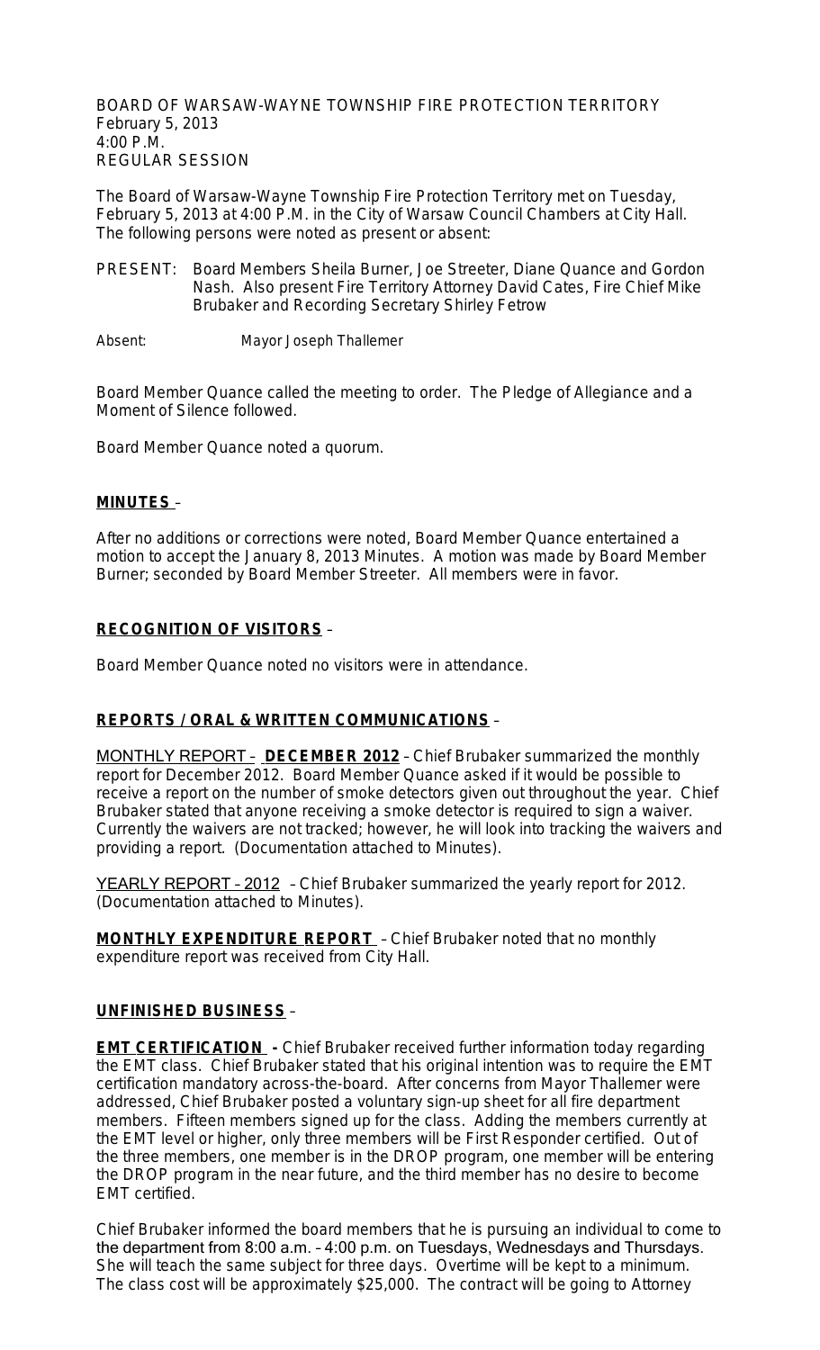BOARD OF WARSAW-WAYNE TOWNSHIP FIRE PROTECTION TERRITORY
February 5, 2013
4:00 P.M.
REGULAR SESSION

The Board of Warsaw-Wayne Township Fire Protection Territory met on Tuesday, February 5, 2013 at 4:00 P.M. in the City of Warsaw Council Chambers at City Hall. The following persons were noted as present or absent:

PRESENT: Board Members Sheila Burner, Joe Streeter, Diane Quance and Gordon Nash. Also present Fire Territory Attorney David Cates, Fire Chief Mike Brubaker and Recording Secretary Shirley Fetrow

Absent: Mayor Joseph Thallemer

Board Member Quance called the meeting to order. The Pledge of Allegiance and a Moment of Silence followed.

Board Member Quance noted a quorum.

**MINUTES** –

After no additions or corrections were noted, Board Member Quance entertained a motion to accept the January 8, 2013 Minutes. A motion was made by Board Member Burner; seconded by Board Member Streeter. All members were in favor.

**RECOGNITION OF VISITORS** –

Board Member Quance noted no visitors were in attendance.

**REPORTS / ORAL & WRITTEN COMMUNICATIONS** –

MONTHLY REPORT – **DECEMBER 2012** – Chief Brubaker summarized the monthly report for December 2012. Board Member Quance asked if it would be possible to receive a report on the number of smoke detectors given out throughout the year. Chief Brubaker stated that anyone receiving a smoke detector is required to sign a waiver. Currently the waivers are not tracked; however, he will look into tracking the waivers and providing a report. (Documentation attached to Minutes).

YEARLY REPORT – 2012 – Chief Brubaker summarized the yearly report for 2012. (Documentation attached to Minutes).

**MONTHLY EXPENDITURE REPORT** – Chief Brubaker noted that no monthly expenditure report was received from City Hall.

**UNFINISHED BUSINESS** –

**EMT CERTIFICATION** - Chief Brubaker received further information today regarding the EMT class. Chief Brubaker stated that his original intention was to require the EMT certification mandatory across-the-board. After concerns from Mayor Thallemer were addressed, Chief Brubaker posted a voluntary sign-up sheet for all fire department members. Fifteen members signed up for the class. Adding the members currently at the EMT level or higher, only three members will be First Responder certified. Out of the three members, one member is in the DROP program, one member will be entering the DROP program in the near future, and the third member has no desire to become EMT certified.

Chief Brubaker informed the board members that he is pursuing an individual to come to the department from 8:00 a.m. – 4:00 p.m. on Tuesdays, Wednesdays and Thursdays. She will teach the same subject for three days. Overtime will be kept to a minimum. The class cost will be approximately $25,000. The contract will be going to Attorney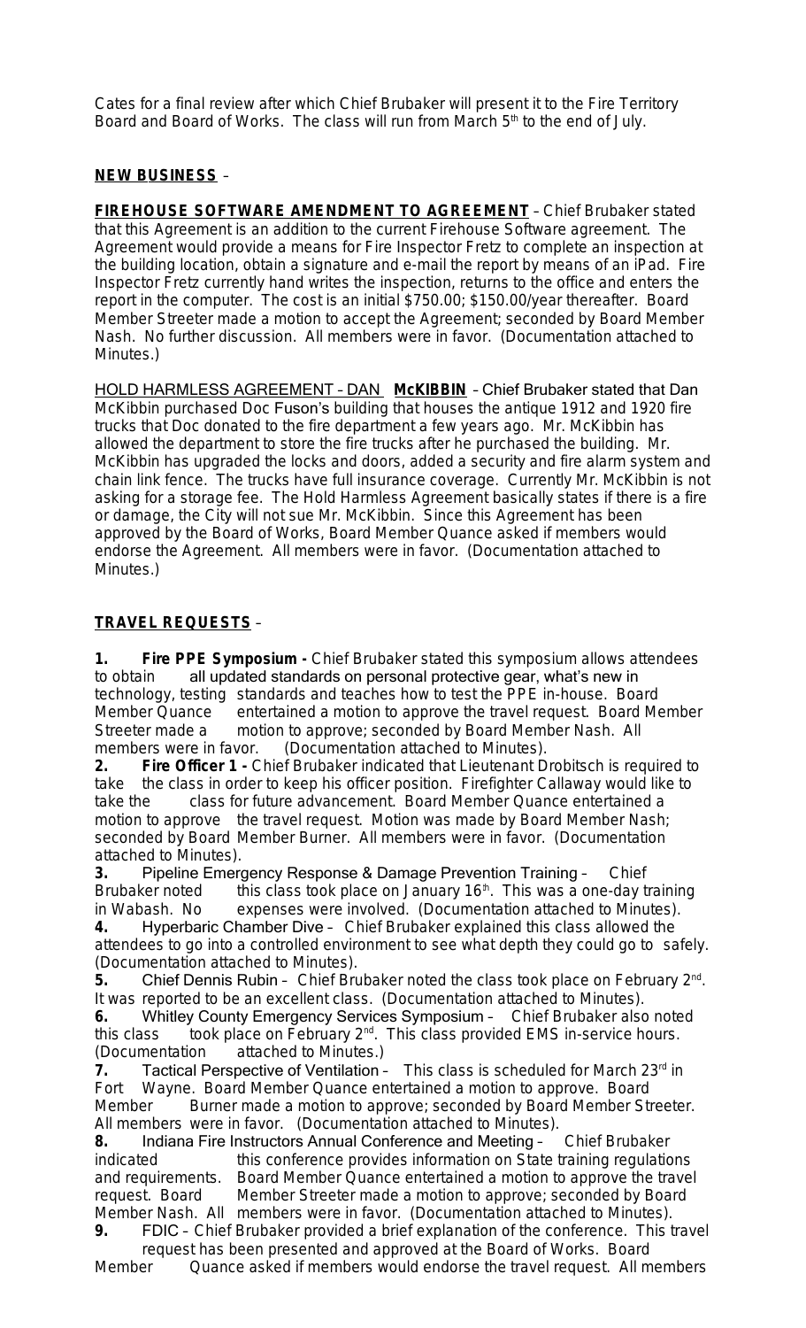Cates for a final review after which Chief Brubaker will present it to the Fire Territory Board and Board of Works. The class will run from March 5th to the end of July.

**NEW BUSINESS** –

**FIREHOUSE SOFTWARE AMENDMENT TO AGREEMENT** – Chief Brubaker stated that this Agreement is an addition to the current Firehouse Software agreement. The Agreement would provide a means for Fire Inspector Fretz to complete an inspection at the building location, obtain a signature and e-mail the report by means of an iPad. Fire Inspector Fretz currently hand writes the inspection, returns to the office and enters the report in the computer. The cost is an initial $750.00; $150.00/year thereafter. Board Member Streeter made a motion to accept the Agreement; seconded by Board Member Nash. No further discussion. All members were in favor. (Documentation attached to Minutes.)

HOLD HARMLESS AGREEMENT – DAN **McKIBBIN** – Chief Brubaker stated that Dan McKibbin purchased Doc Fuson's building that houses the antique 1912 and 1920 fire trucks that Doc donated to the fire department a few years ago. Mr. McKibbin has allowed the department to store the fire trucks after he purchased the building. Mr. McKibbin has upgraded the locks and doors, added a security and fire alarm system and chain link fence. The trucks have full insurance coverage. Currently Mr. McKibbin is not asking for a storage fee. The Hold Harmless Agreement basically states if there is a fire or damage, the City will not sue Mr. McKibbin. Since this Agreement has been approved by the Board of Works, Board Member Quance asked if members would endorse the Agreement. All members were in favor. (Documentation attached to Minutes.)

**TRAVEL REQUESTS** –

1. **Fire PPE Symposium -** Chief Brubaker stated this symposium allows attendees to obtain all updated standards on personal protective gear, what's new in technology, testing standards and teaches how to test the PPE in-house. Board Member Quance entertained a motion to approve the travel request. Board Member Streeter made a motion to approve; seconded by Board Member Nash. All members were in favor. (Documentation attached to Minutes).
2. **Fire Officer 1 -** Chief Brubaker indicated that Lieutenant Drobitsch is required to take the class in order to keep his officer position. Firefighter Callaway would like to take the class for future advancement. Board Member Quance entertained a motion to approve the travel request. Motion was made by Board Member Nash; seconded by Board Member Burner. All members were in favor. (Documentation attached to Minutes).
3. Pipeline Emergency Response & Damage Prevention Training – Chief Brubaker noted this class took place on January 16th. This was a one-day training in Wabash. No expenses were involved. (Documentation attached to Minutes).
4. Hyperbaric Chamber Dive – Chief Brubaker explained this class allowed the attendees to go into a controlled environment to see what depth they could go to safely. (Documentation attached to Minutes).
5. Chief Dennis Rubin – Chief Brubaker noted the class took place on February 2nd. It was reported to be an excellent class. (Documentation attached to Minutes).
6. Whitley County Emergency Services Symposium – Chief Brubaker also noted this class took place on February 2nd. This class provided EMS in-service hours. (Documentation attached to Minutes.)
7. Tactical Perspective of Ventilation – This class is scheduled for March 23rd in Fort Wayne. Board Member Quance entertained a motion to approve. Board Member Burner made a motion to approve; seconded by Board Member Streeter. All members were in favor. (Documentation attached to Minutes).
8. Indiana Fire Instructors Annual Conference and Meeting – Chief Brubaker indicated this conference provides information on State training regulations and requirements. Board Member Quance entertained a motion to approve the travel request. Board Member Streeter made a motion to approve; seconded by Board Member Nash. All members were in favor. (Documentation attached to Minutes).
9. FDIC – Chief Brubaker provided a brief explanation of the conference. This travel request has been presented and approved at the Board of Works. Board Member Quance asked if members would endorse the travel request. All members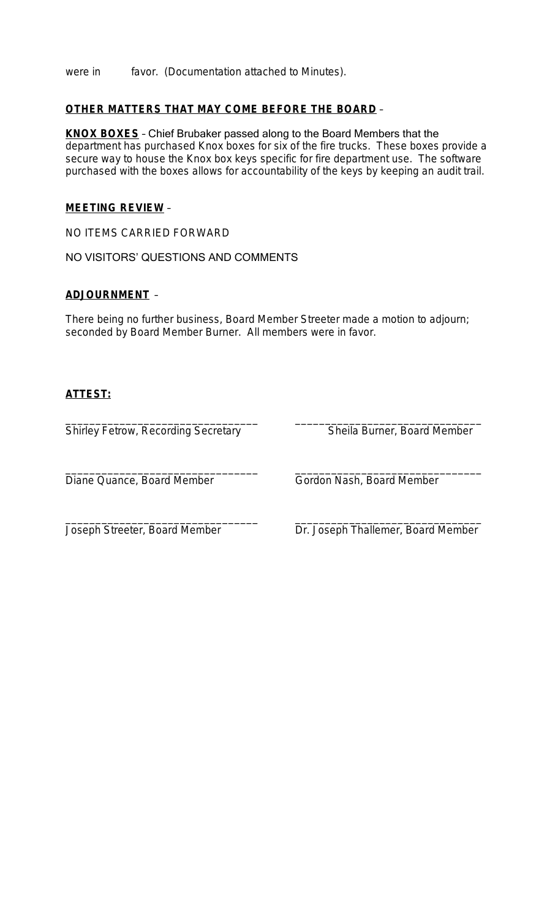were in favor. (Documentation attached to Minutes).

**OTHER MATTERS THAT MAY COME BEFORE THE BOARD** –

**KNOX BOXES** – Chief Brubaker passed along to the Board Members that the department has purchased Knox boxes for six of the fire trucks. These boxes provide a secure way to house the Knox box keys specific for fire department use. The software purchased with the boxes allows for accountability of the keys by keeping an audit trail.

**MEETING REVIEW** –

NO ITEMS CARRIED FORWARD

NO VISITORS' QUESTIONS AND COMMENTS

**ADJOURNMENT** –

There being no further business, Board Member Streeter made a motion to adjourn; seconded by Board Member Burner. All members were in favor.

**ATTEST:**

| | |
|---|---|
| _______________________________ | _______________________________ |
| Shirley Fetrow, Recording Secretary | Sheila Burner, Board Member |
| _______________________________ | _______________________________ |
| Diane Quance, Board Member | Gordon Nash, Board Member |
| _______________________________ | _______________________________ |
| Joseph Streeter, Board Member | Dr. Joseph Thallemer, Board Member |